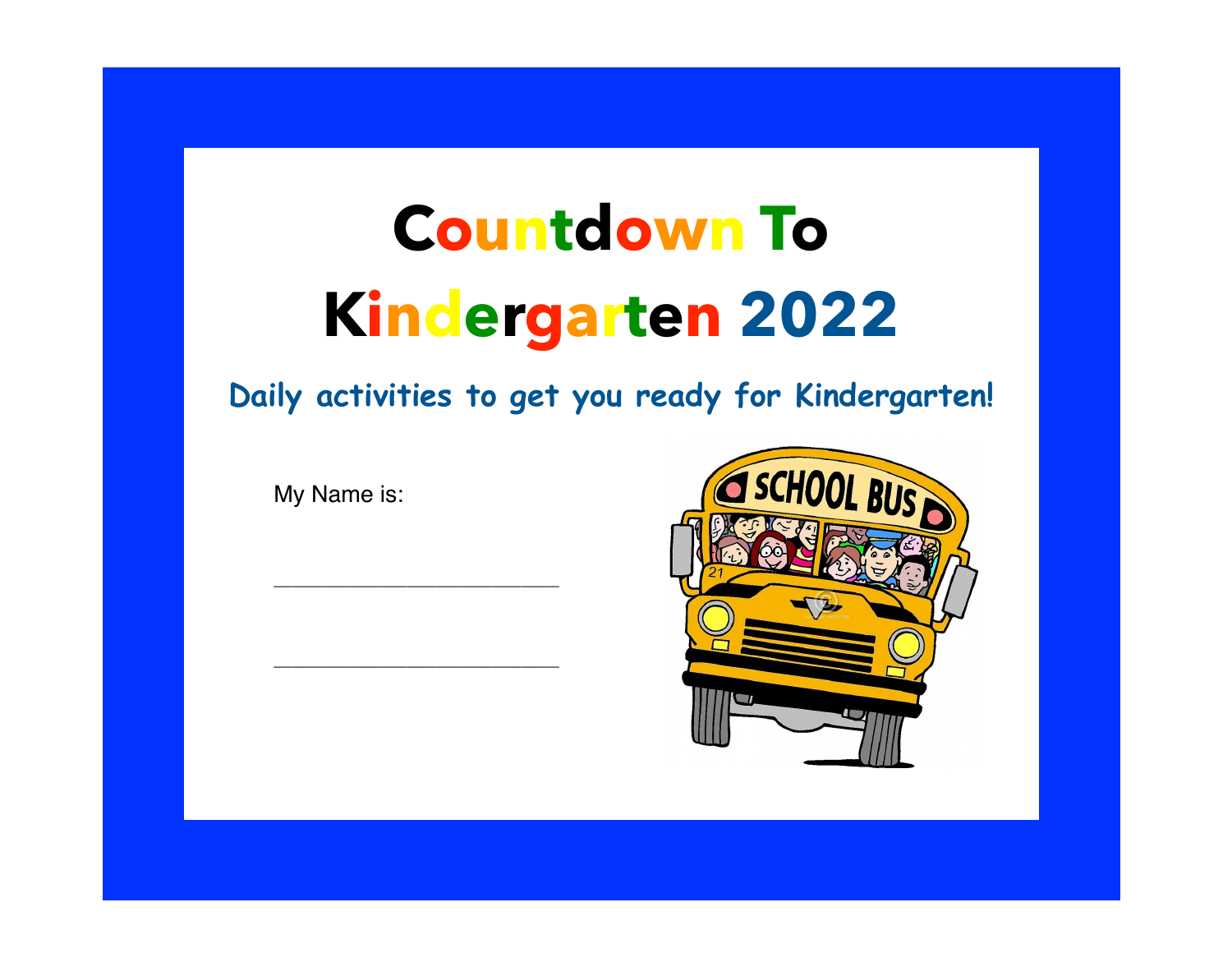# Countdown To Kindergarten 2022

**Daily activities to get you ready for Kindergarten!**

My Name is:

______________________

______________________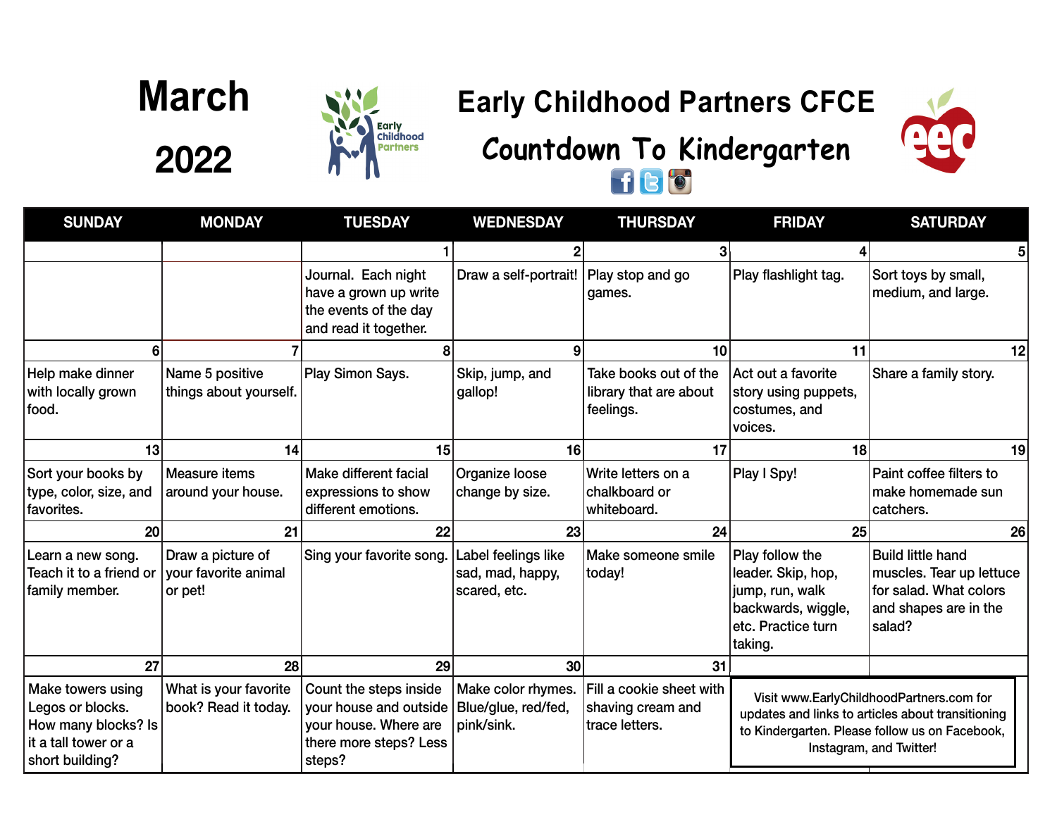# March 2022

## Early Childhood Partners CFCE

## Countdown To Kindergarten

| SUNDAY | MONDAY | TUESDAY | WEDNESDAY | THURSDAY | FRIDAY | SATURDAY |
|---|---|---|---|---|---|---|
| | | 1 | 2 | 3 | 4 | 5 |
| | | Journal. Each night have a grown up write the events of the day and read it together. | Draw a self-portrait! | Play stop and go games. | Play flashlight tag. | Sort toys by small, medium, and large. |
| 6 | 7 | 8 | 9 | 10 | 11 | 12 |
| Help make dinner with locally grown food. | Name 5 positive things about yourself. | Play Simon Says. | Skip, jump, and gallop! | Take books out of the library that are about feelings. | Act out a favorite story using puppets, costumes, and voices. | Share a family story. |
| 13 | 14 | 15 | 16 | 17 | 18 | 19 |
| Sort your books by type, color, size, and favorites. | Measure items around your house. | Make different facial expressions to show different emotions. | Organize loose change by size. | Write letters on a chalkboard or whiteboard. | Play I Spy! | Paint coffee filters to make homemade sun catchers. |
| 20 | 21 | 22 | 23 | 24 | 25 | 26 |
| Learn a new song. Teach it to a friend or family member. | Draw a picture of your favorite animal or pet! | Sing your favorite song. | Label feelings like sad, mad, happy, scared, etc. | Make someone smile today! | Play follow the leader. Skip, hop, jump, run, walk backwards, wiggle, etc. Practice turn taking. | Build little hand muscles. Tear up lettuce for salad. What colors and shapes are in the salad? |
| 27 | 28 | 29 | 30 | 31 | | |
| Make towers using Legos or blocks. How many blocks? Is it a tall tower or a short building? | What is your favorite book? Read it today. | Count the steps inside your house and outside your house. Where are there more steps? Less steps? | Make color rhymes. Blue/glue, red/fed, pink/sink. | Fill a cookie sheet with shaving cream and trace letters. | Visit www.EarlyChildhoodPartners.com for updates and links to articles about transitioning to Kindergarten. Please follow us on Facebook, Instagram, and Twitter! | |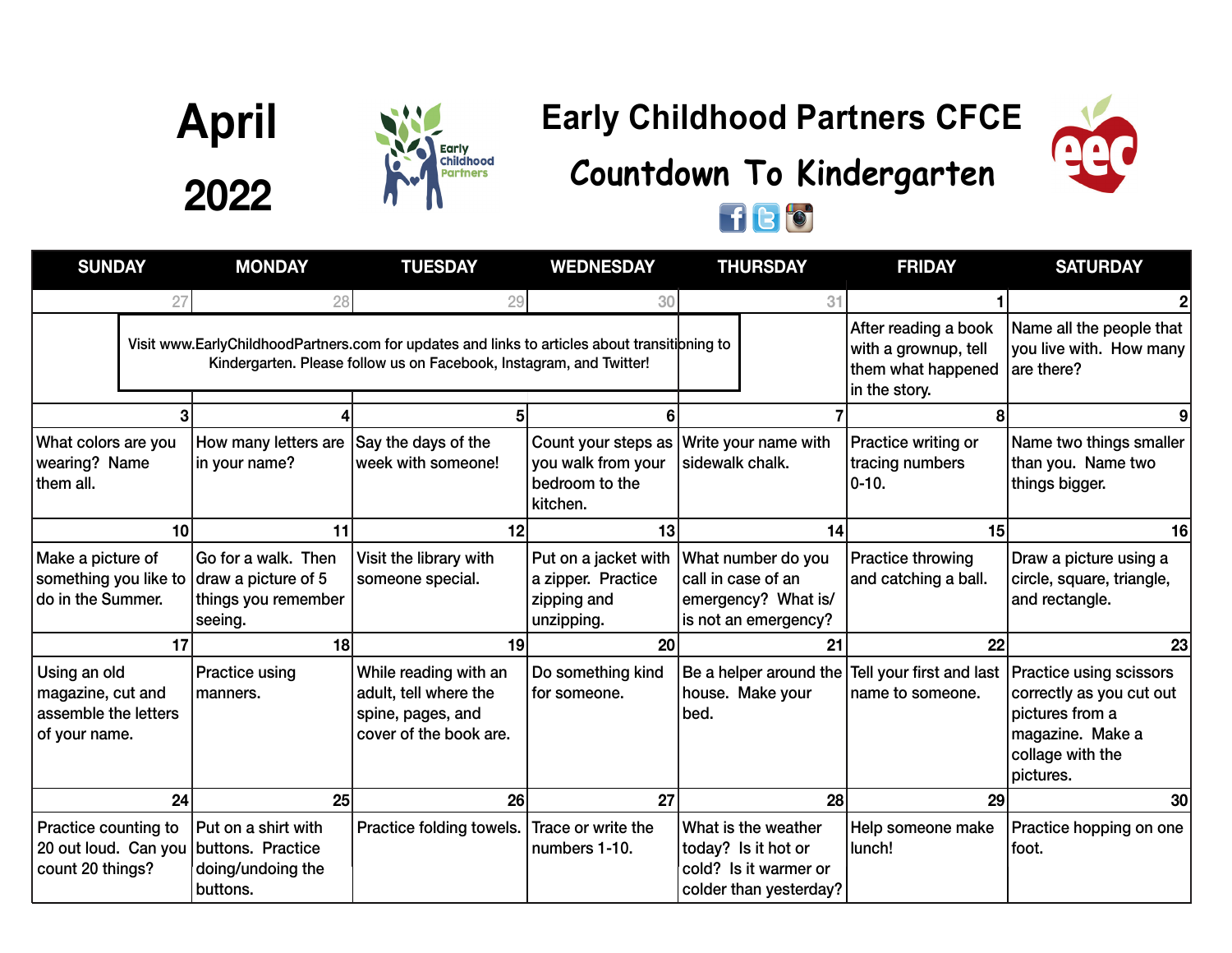# April 2022

## Early Childhood Partners CFCE

## Countdown To Kindergarten

| SUNDAY | MONDAY | TUESDAY | WEDNESDAY | THURSDAY | FRIDAY | SATURDAY |
|---|---|---|---|---|---|---|
| 27 | 28 | 29 | 30 | 31 | 1 | 2 |
| Visit www.EarlyChildhoodPartners.com for updates and links to articles about transitioning to Kindergarten. Please follow us on Facebook, Instagram, and Twitter! | | | | | After reading a book with a grownup, tell them what happened in the story. | Name all the people that you live with. How many are there? |
| 3 | 4 | 5 | 6 | 7 | 8 | 9 |
| What colors are you wearing? Name them all. | How many letters are in your name? | Say the days of the week with someone! | Count your steps as you walk from your bedroom to the kitchen. | Write your name with sidewalk chalk. | Practice writing or tracing numbers 0-10. | Name two things smaller than you. Name two things bigger. |
| 10 | 11 | 12 | 13 | 14 | 15 | 16 |
| Make a picture of something you like to do in the Summer. | Go for a walk. Then draw a picture of 5 things you remember seeing. | Visit the library with someone special. | Put on a jacket with a zipper. Practice zipping and unzipping. | What number do you call in case of an emergency? What is/ is not an emergency? | Practice throwing and catching a ball. | Draw a picture using a circle, square, triangle, and rectangle. |
| 17 | 18 | 19 | 20 | 21 | 22 | 23 |
| Using an old magazine, cut and assemble the letters of your name. | Practice using manners. | While reading with an adult, tell where the spine, pages, and cover of the book are. | Do something kind for someone. | Be a helper around the house. Make your bed. | Tell your first and last name to someone. | Practice using scissors correctly as you cut out pictures from a magazine. Make a collage with the pictures. |
| 24 | 25 | 26 | 27 | 28 | 29 | 30 |
| Practice counting to 20 out loud. Can you count 20 things? | Put on a shirt with buttons. Practice doing/undoing the buttons. | Practice folding towels. | Trace or write the numbers 1-10. | What is the weather today? Is it hot or cold? Is it warmer or colder than yesterday? | Help someone make lunch! | Practice hopping on one foot. |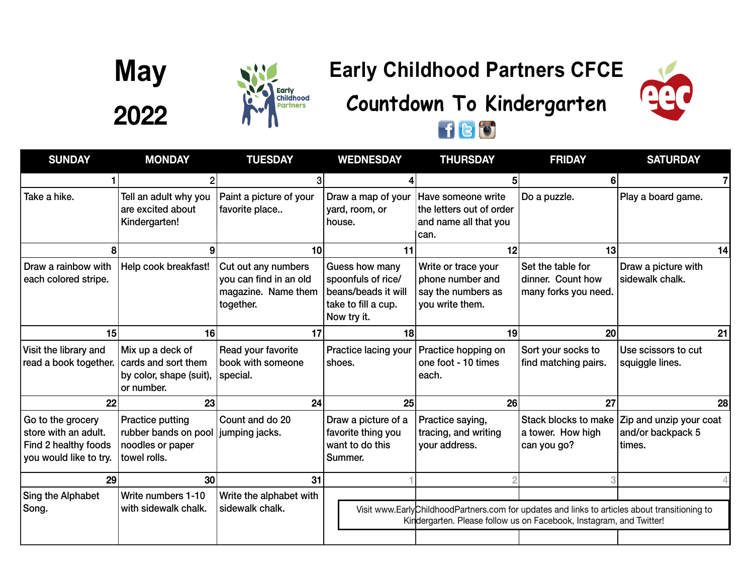# May 2022

## Early Childhood Partners CFCE

## Countdown To Kindergarten

| SUNDAY | MONDAY | TUESDAY | WEDNESDAY | THURSDAY | FRIDAY | SATURDAY |
|---|---|---|---|---|---|---|
| 1 | 2 | 3 | 4 | 5 | 6 | 7 |
| Take a hike. | Tell an adult why you are excited about Kindergarten! | Paint a picture of your favorite place.. | Draw a map of your yard, room, or house. | Have someone write the letters out of order and name all that you can. | Do a puzzle. | Play a board game. |
| 8 | 9 | 10 | 11 | 12 | 13 | 14 |
| Draw a rainbow with each colored stripe. | Help cook breakfast! | Cut out any numbers you can find in an old magazine. Name them together. | Guess how many spoonfuls of rice/ beans/beads it will take to fill a cup. Now try it. | Write or trace your phone number and say the numbers as you write them. | Set the table for dinner. Count how many forks you need. | Draw a picture with sidewalk chalk. |
| 15 | 16 | 17 | 18 | 19 | 20 | 21 |
| Visit the library and read a book together. | Mix up a deck of cards and sort them by color, shape (suit), or number. | Read your favorite book with someone special. | Practice lacing your shoes. | Practice hopping on one foot - 10 times each. | Sort your socks to find matching pairs. | Use scissors to cut squiggle lines. |
| 22 | 23 | 24 | 25 | 26 | 27 | 28 |
| Go to the grocery store with an adult. Find 2 healthy foods you would like to try. | Practice putting rubber bands on pool noodles or paper towel rolls. | Count and do 20 jumping jacks. | Draw a picture of a favorite thing you want to do this Summer. | Practice saying, tracing, and writing your address. | Stack blocks to make a tower. How high can you go? | Zip and unzip your coat and/or backpack 5 times. |
| 29 | 30 | 31 | 1 | 2 | 3 | 4 |
| Sing the Alphabet Song. | Write numbers 1-10 with sidewalk chalk. | Write the alphabet with sidewalk chalk. | | | | |

Visit www.EarlyChildhoodPartners.com for updates and links to articles about transitioning to Kindergarten. Please follow us on Facebook, Instagram, and Twitter!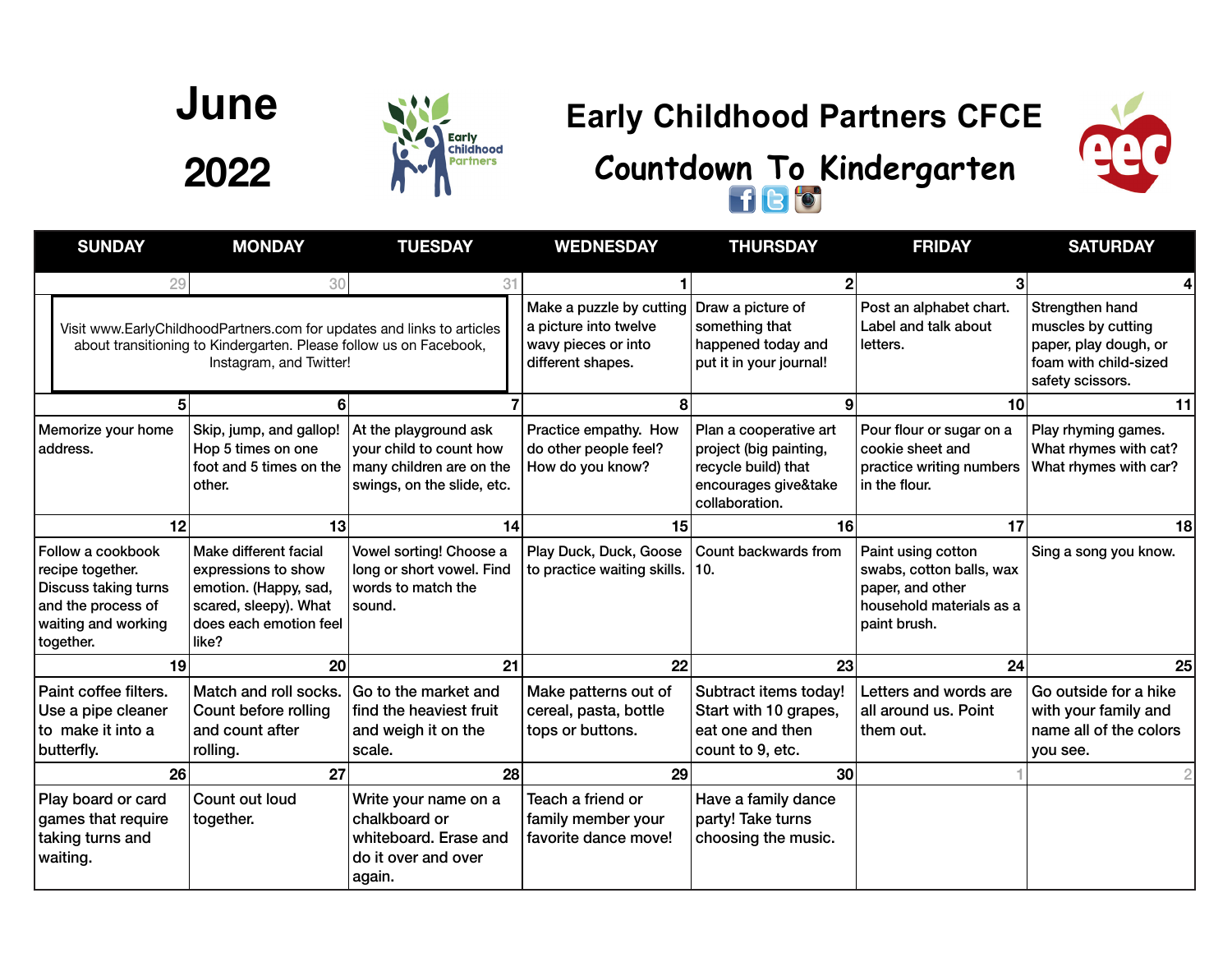# June 2022

## Early Childhood Partners CFCE

## Countdown To Kindergarten

| SUNDAY | MONDAY | TUESDAY | WEDNESDAY | THURSDAY | FRIDAY | SATURDAY |
|---|---|---|---|---|---|---|
| 29 | 30 | 31 | 1 | 2 | 3 | 4 |
| Visit www.EarlyChildhoodPartners.com for updates and links to articles about transitioning to Kindergarten. Please follow us on Facebook, Instagram, and Twitter! | | | Make a puzzle by cutting a picture into twelve wavy pieces or into different shapes. | Draw a picture of something that happened today and put it in your journal! | Post an alphabet chart. Label and talk about letters. | Strengthen hand muscles by cutting paper, play dough, or foam with child-sized safety scissors. |
| 5 | 6 | 7 | 8 | 9 | 10 | 11 |
| Memorize your home address. | Skip, jump, and gallop! Hop 5 times on one foot and 5 times on the other. | At the playground ask your child to count how many children are on the swings, on the slide, etc. | Practice empathy. How do other people feel? How do you know? | Plan a cooperative art project (big painting, recycle build) that encourages give&take collaboration. | Pour flour or sugar on a cookie sheet and practice writing numbers in the flour. | Play rhyming games. What rhymes with cat? What rhymes with car? |
| 12 | 13 | 14 | 15 | 16 | 17 | 18 |
| Follow a cookbook recipe together. Discuss taking turns and the process of waiting and working together. | Make different facial expressions to show emotion. (Happy, sad, scared, sleepy). What does each emotion feel like? | Vowel sorting! Choose a long or short vowel. Find words to match the sound. | Play Duck, Duck, Goose to practice waiting skills. | Count backwards from 10. | Paint using cotton swabs, cotton balls, wax paper, and other household materials as a paint brush. | Sing a song you know. |
| 19 | 20 | 21 | 22 | 23 | 24 | 25 |
| Paint coffee filters. Use a pipe cleaner to make it into a butterfly. | Match and roll socks. Count before rolling and count after rolling. | Go to the market and find the heaviest fruit and weigh it on the scale. | Make patterns out of cereal, pasta, bottle tops or buttons. | Subtract items today! Start with 10 grapes, eat one and then count to 9, etc. | Letters and words are all around us. Point them out. | Go outside for a hike with your family and name all of the colors you see. |
| 26 | 27 | 28 | 29 | 30 | 1 | 2 |
| Play board or card games that require taking turns and waiting. | Count out loud together. | Write your name on a chalkboard or whiteboard. Erase and do it over and over again. | Teach a friend or family member your favorite dance move! | Have a family dance party! Take turns choosing the music. | | |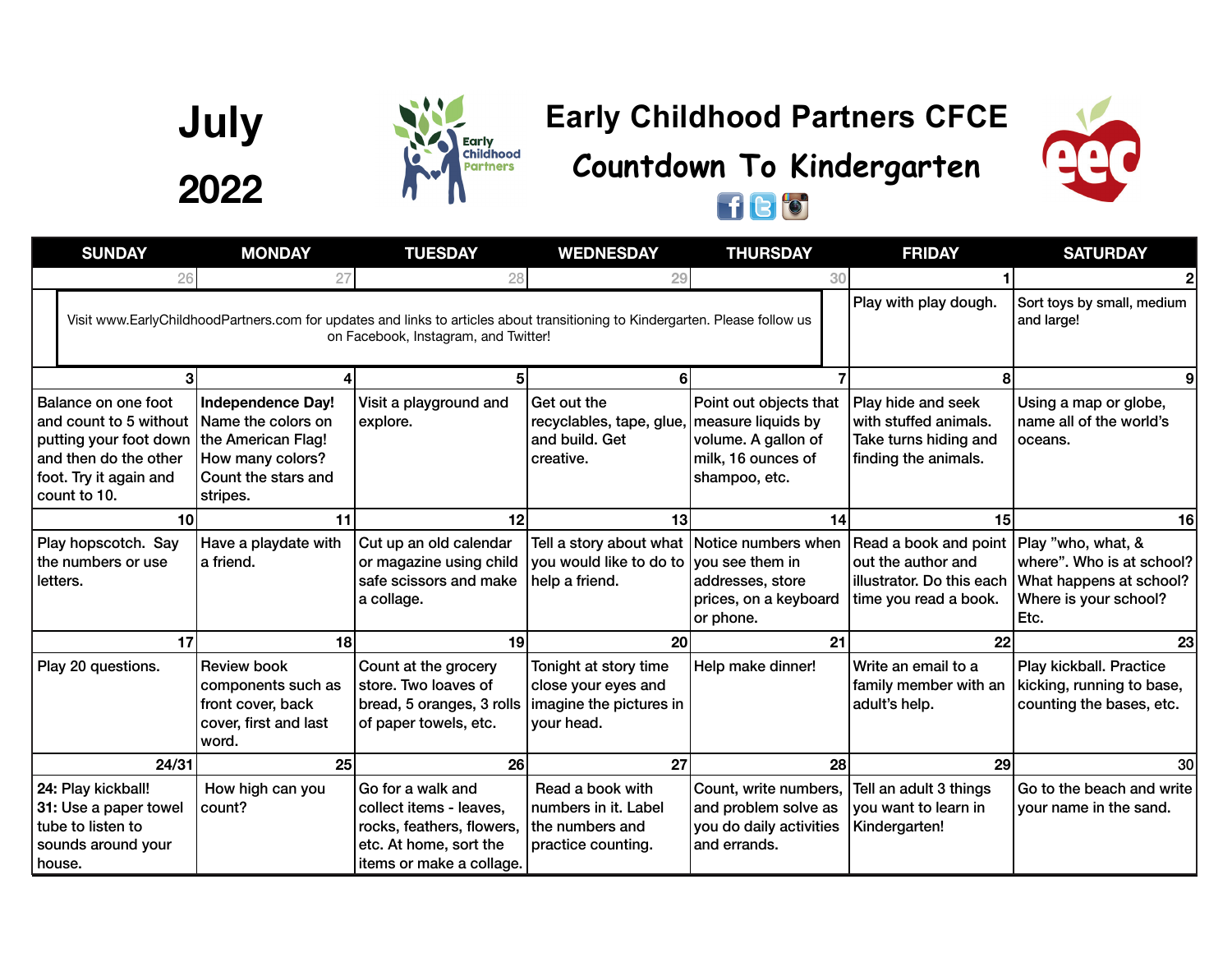# July 2022

## Early Childhood Partners CFCE

## Countdown To Kindergarten

| SUNDAY | MONDAY | TUESDAY | WEDNESDAY | THURSDAY | FRIDAY | SATURDAY |
|---|---|---|---|---|---|---|
| 26 | 27 | 28 | 29 | 30 | 1 | 2 |
| Visit www.EarlyChildhoodPartners.com for updates and links to articles about transitioning to Kindergarten. Please follow us on Facebook, Instagram, and Twitter! | | | | | Play with play dough. | Sort toys by small, medium and large! |
| 3 | 4 | 5 | 6 | 7 | 8 | 9 |
| Balance on one foot and count to 5 without putting your foot down and then do the other foot. Try it again and count to 10. | **Independence Day!** Name the colors on the American Flag! How many colors? Count the stars and stripes. | Visit a playground and explore. | Get out the recyclables, tape, glue, and build. Get creative. | Point out objects that measure liquids by volume. A gallon of milk, 16 ounces of shampoo, etc. | Play hide and seek with stuffed animals. Take turns hiding and finding the animals. | Using a map or globe, name all of the world's oceans. |
| 10 | 11 | 12 | 13 | 14 | 15 | 16 |
| Play hopscotch. Say the numbers or use letters. | Have a playdate with a friend. | Cut up an old calendar or magazine using child safe scissors and make a collage. | Tell a story about what you would like to do to help a friend. | Notice numbers when you see them in addresses, store prices, on a keyboard or phone. | Read a book and point out the author and illustrator. Do this each time you read a book. | Play "who, what, & where". Who is at school? What happens at school? Where is your school? Etc. |
| 17 | 18 | 19 | 20 | 21 | 22 | 23 |
| Play 20 questions. | Review book components such as front cover, back cover, first and last word. | Count at the grocery store. Two loaves of bread, 5 oranges, 3 rolls of paper towels, etc. | Tonight at story time close your eyes and imagine the pictures in your head. | Help make dinner! | Write an email to a family member with an adult's help. | Play kickball. Practice kicking, running to base, counting the bases, etc. |
| 24/31 | 25 | 26 | 27 | 28 | 29 | 30 |
| **24:** Play kickball! **31:** Use a paper towel tube to listen to sounds around your house. | How high can you count? | Go for a walk and collect items - leaves, rocks, feathers, flowers, etc. At home, sort the items or make a collage. | Read a book with numbers in it. Label the numbers and practice counting. | Count, write numbers, and problem solve as you do daily activities and errands. | Tell an adult 3 things you want to learn in Kindergarten! | Go to the beach and write your name in the sand. |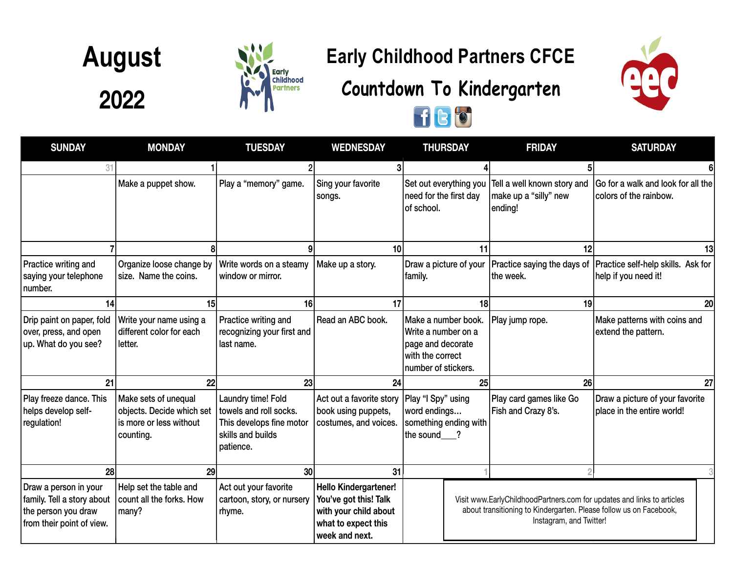# August 2022

## Early Childhood Partners CFCE

## Countdown To Kindergarten

| SUNDAY | MONDAY | TUESDAY | WEDNESDAY | THURSDAY | FRIDAY | SATURDAY |
|---|---|---|---|---|---|---|
| 31 | 1 | 2 | 3 | 4 | 5 | 6 |
| | Make a puppet show. | Play a "memory" game. | Sing your favorite songs. | Set out everything you need for the first day of school. | Tell a well known story and make up a "silly" new ending! | Go for a walk and look for all the colors of the rainbow. |
| 7 | 8 | 9 | 10 | 11 | 12 | 13 |
| Practice writing and saying your telephone number. | Organize loose change by size. Name the coins. | Write words on a steamy window or mirror. | Make up a story. | Draw a picture of your family. | Practice saying the days of the week. | Practice self-help skills. Ask for help if you need it! |
| 14 | 15 | 16 | 17 | 18 | 19 | 20 |
| Drip paint on paper, fold over, press, and open up. What do you see? | Write your name using a different color for each letter. | Practice writing and recognizing your first and last name. | Read an ABC book. | Make a number book. Write a number on a page and decorate with the correct number of stickers. | Play jump rope. | Make patterns with coins and extend the pattern. |
| 21 | 22 | 23 | 24 | 25 | 26 | 27 |
| Play freeze dance. This helps develop self-regulation! | Make sets of unequal objects. Decide which set is more or less without counting. | Laundry time! Fold towels and roll socks. This develops fine motor skills and builds patience. | Act out a favorite story book using puppets, costumes, and voices. | Play "I Spy" using word endings… something ending with the sound___? | Play card games like Go Fish and Crazy 8's. | Draw a picture of your favorite place in the entire world! |
| 28 | 29 | 30 | 31 | 1 | 2 | 3 |
| Draw a person in your family. Tell a story about the person you draw from their point of view. | Help set the table and count all the forks. How many? | Act out your favorite cartoon, story, or nursery rhyme. | **Hello Kindergartener! You've got this! Talk with your child about what to expect this week and next.** | Visit www.EarlyChildhoodPartners.com for updates and links to articles about transitioning to Kindergarten. Please follow us on Facebook, Instagram, and Twitter! | | |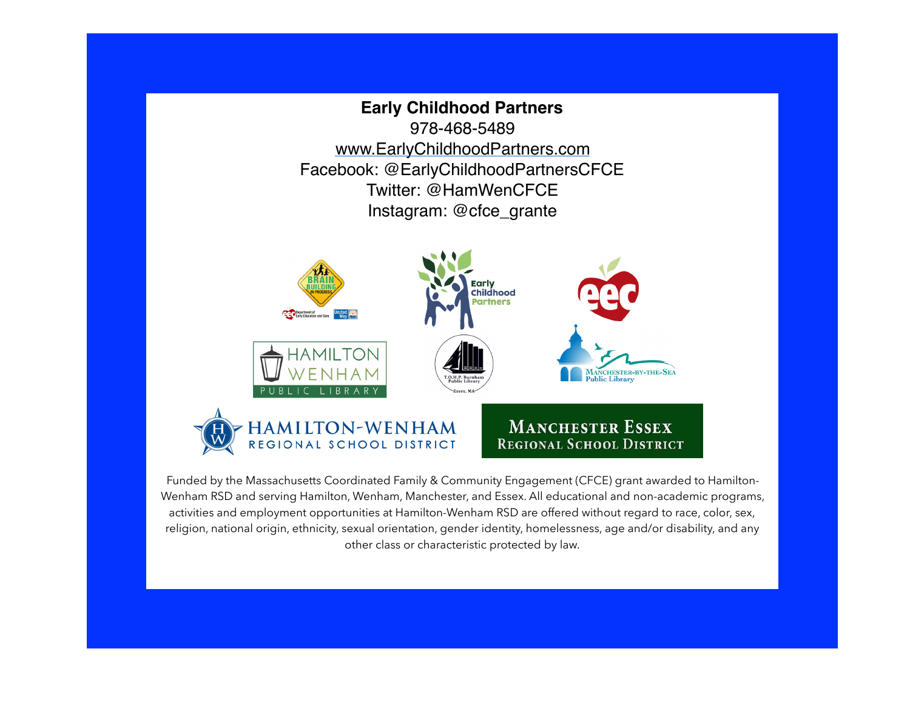**Early Childhood Partners**

978-468-5489

www.EarlyChildhoodPartners.com

Facebook: @EarlyChildhoodPartnersCFCE

Twitter: @HamWenCFCE

Instagram: @cfce_grante

Funded by the Massachusetts Coordinated Family & Community Engagement (CFCE) grant awarded to Hamilton-Wenham RSD and serving Hamilton, Wenham, Manchester, and Essex. All educational and non-academic programs, activities and employment opportunities at Hamilton-Wenham RSD are offered without regard to race, color, sex, religion, national origin, ethnicity, sexual orientation, gender identity, homelessness, age and/or disability, and any other class or characteristic protected by law.